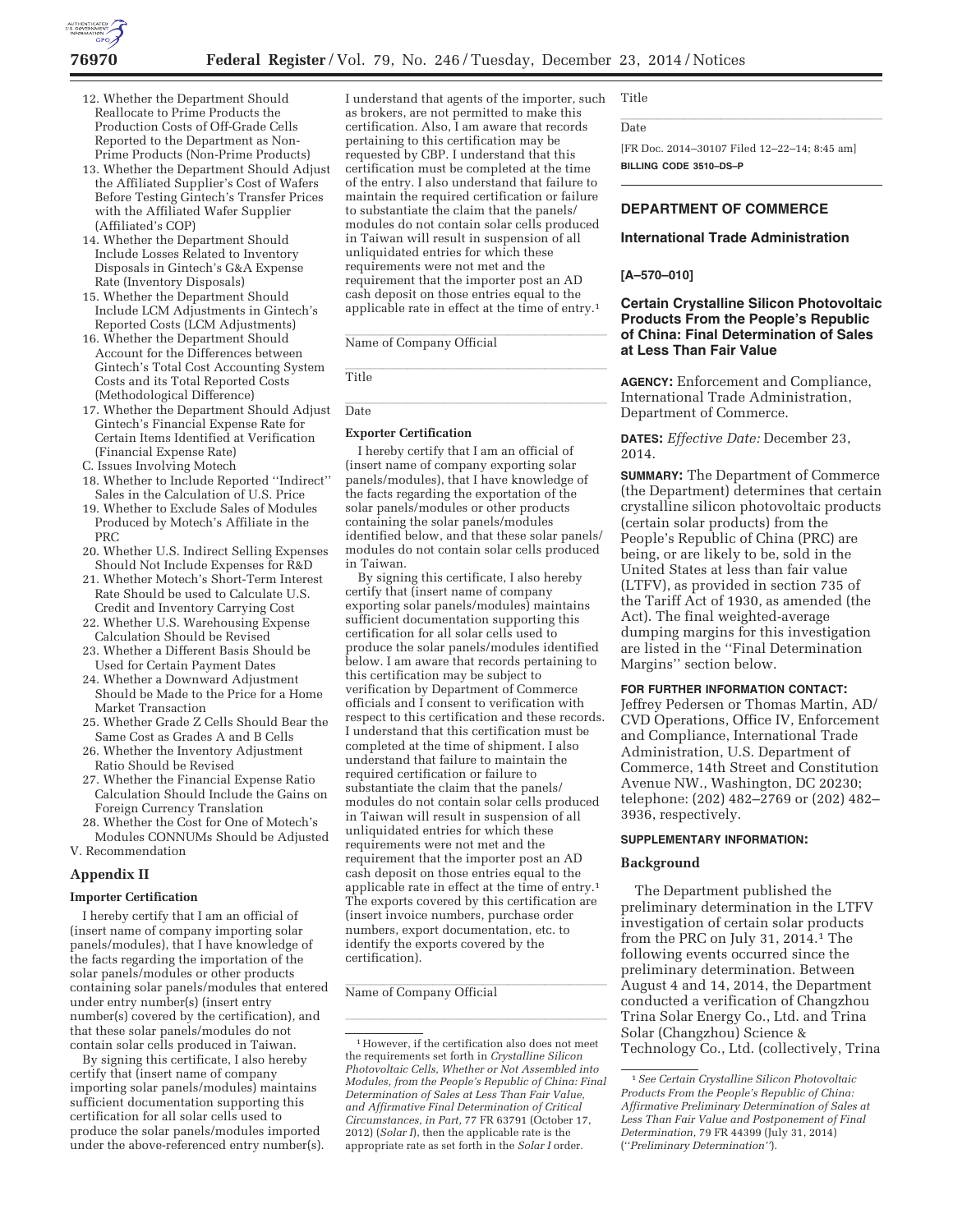12. Whether the Department Should Reallocate to Prime Products the Production Costs of Off-Grade Cells Reported to the Department as Non-Prime Products (Non-Prime Products)
13. Whether the Department Should Adjust the Affiliated Supplier's Cost of Wafers Before Testing Gintech's Transfer Prices with the Affiliated Wafer Supplier (Affiliated's COP)
14. Whether the Department Should Include Losses Related to Inventory Disposals in Gintech's G&A Expense Rate (Inventory Disposals)
15. Whether the Department Should Include LCM Adjustments in Gintech's Reported Costs (LCM Adjustments)
16. Whether the Department Should Account for the Differences between Gintech's Total Cost Accounting System Costs and its Total Reported Costs (Methodological Difference)
17. Whether the Department Should Adjust Gintech's Financial Expense Rate for Certain Items Identified at Verification (Financial Expense Rate)

C. Issues Involving Motech

18. Whether to Include Reported ''Indirect'' Sales in the Calculation of U.S. Price
19. Whether to Exclude Sales of Modules Produced by Motech's Affiliate in the PRC
20. Whether U.S. Indirect Selling Expenses Should Not Include Expenses for R&D
21. Whether Motech's Short-Term Interest Rate Should be used to Calculate U.S. Credit and Inventory Carrying Cost
22. Whether U.S. Warehousing Expense Calculation Should be Revised
23. Whether a Different Basis Should be Used for Certain Payment Dates
24. Whether a Downward Adjustment Should be Made to the Price for a Home Market Transaction
25. Whether Grade Z Cells Should Bear the Same Cost as Grades A and B Cells
26. Whether the Inventory Adjustment Ratio Should be Revised
27. Whether the Financial Expense Ratio Calculation Should Include the Gains on Foreign Currency Translation
28. Whether the Cost for One of Motech's Modules CONNUMs Should be Adjusted

V. Recommendation

## Appendix II

### Importer Certification

I hereby certify that I am an official of (insert name of company importing solar panels/modules), that I have knowledge of the facts regarding the importation of the solar panels/modules or other products containing solar panels/modules that entered under entry number(s) (insert entry number(s) covered by the certification), and that these solar panels/modules do not contain solar cells produced in Taiwan.

By signing this certificate, I also hereby certify that (insert name of company importing solar panels/modules) maintains sufficient documentation supporting this certification for all solar cells used to produce the solar panels/modules imported under the above-referenced entry number(s). I understand that agents of the importer, such as brokers, are not permitted to make this certification. Also, I am aware that records pertaining to this certification may be requested by CBP. I understand that this certification must be completed at the time of the entry. I also understand that failure to maintain the required certification or failure to substantiate the claim that the panels/modules do not contain solar cells produced in Taiwan will result in suspension of all unliquidated entries for which these requirements were not met and the requirement that the importer post an AD cash deposit on those entries equal to the applicable rate in effect at the time of entry.[1]

Name of Company Official

Title

Date

### Exporter Certification

I hereby certify that I am an official of (insert name of company exporting solar panels/modules), that I have knowledge of the facts regarding the exportation of the solar panels/modules or other products containing the solar panels/modules identified below, and that these solar panels/modules do not contain solar cells produced in Taiwan.

By signing this certificate, I also hereby certify that (insert name of company exporting solar panels/modules) maintains sufficient documentation supporting this certification for all solar cells used to produce the solar panels/modules identified below. I am aware that records pertaining to this certification may be subject to verification by Department of Commerce officials and I consent to verification with respect to this certification and these records. I understand that this certification must be completed at the time of shipment. I also understand that failure to maintain the required certification or failure to substantiate the claim that the panels/modules do not contain solar cells produced in Taiwan will result in suspension of all unliquidated entries for which these requirements were not met and the requirement that the importer post an AD cash deposit on those entries equal to the applicable rate in effect at the time of entry.[1] The exports covered by this certification are (insert invoice numbers, purchase order numbers, export documentation, etc. to identify the exports covered by the certification).

Name of Company Official

Title

Date

[1] However, if the certification also does not meet the requirements set forth in *Crystalline Silicon Photovoltaic Cells, Whether or Not Assembled into Modules, from the People's Republic of China: Final Determination of Sales at Less Than Fair Value, and Affirmative Final Determination of Critical Circumstances, in Part,* 77 FR 63791 (October 17, 2012) (*Solar I*), then the applicable rate is the appropriate rate as set forth in the *Solar I* order.

[FR Doc. 2014–30107 Filed 12–22–14; 8:45 am]

**BILLING CODE 3510–DS–P**

## DEPARTMENT OF COMMERCE

### International Trade Administration

**[A–570–010]**

### Certain Crystalline Silicon Photovoltaic Products From the People's Republic of China: Final Determination of Sales at Less Than Fair Value

**AGENCY:** Enforcement and Compliance, International Trade Administration, Department of Commerce.

**DATES:** *Effective Date:* December 23, 2014.

**SUMMARY:** The Department of Commerce (the Department) determines that certain crystalline silicon photovoltaic products (certain solar products) from the People's Republic of China (PRC) are being, or are likely to be, sold in the United States at less than fair value (LTFV), as provided in section 735 of the Tariff Act of 1930, as amended (the Act). The final weighted-average dumping margins for this investigation are listed in the ''Final Determination Margins'' section below.

**FOR FURTHER INFORMATION CONTACT:** Jeffrey Pedersen or Thomas Martin, AD/CVD Operations, Office IV, Enforcement and Compliance, International Trade Administration, U.S. Department of Commerce, 14th Street and Constitution Avenue NW., Washington, DC 20230; telephone: (202) 482–2769 or (202) 482–3936, respectively.

**SUPPLEMENTARY INFORMATION:**

### Background

The Department published the preliminary determination in the LTFV investigation of certain solar products from the PRC on July 31, 2014.[1] The following events occurred since the preliminary determination. Between August 4 and 14, 2014, the Department conducted a verification of Changzhou Trina Solar Energy Co., Ltd. and Trina Solar (Changzhou) Science & Technology Co., Ltd. (collectively, Trina

[1] *See Certain Crystalline Silicon Photovoltaic Products From the People's Republic of China: Affirmative Preliminary Determination of Sales at Less Than Fair Value and Postponement of Final Determination,* 79 FR 44399 (July 31, 2014) (''*Preliminary Determination*'').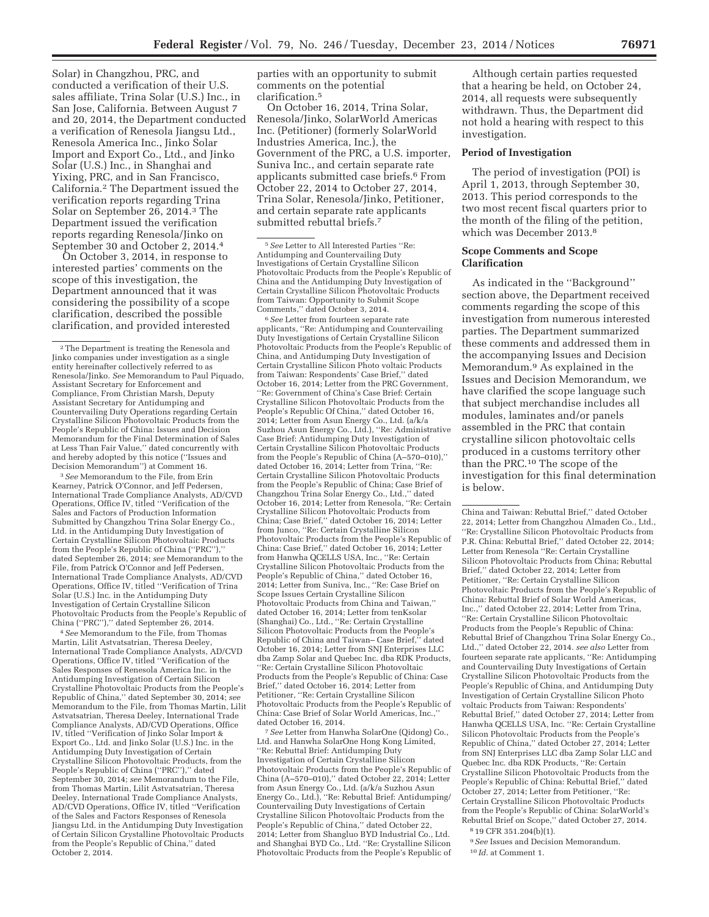Solar) in Changzhou, PRC, and conducted a verification of their U.S. sales affiliate, Trina Solar (U.S.) Inc., in San Jose, California. Between August 7 and 20, 2014, the Department conducted a verification of Renesola Jiangsu Ltd., Renesola America Inc., Jinko Solar Import and Export Co., Ltd., and Jinko Solar (U.S.) Inc., in Shanghai and Yixing, PRC, and in San Francisco, California.[2] The Department issued the verification reports regarding Trina Solar on September 26, 2014.[3] The Department issued the verification reports regarding Renesola/Jinko on September 30 and October 2, 2014.[4]

On October 3, 2014, in response to interested parties' comments on the scope of this investigation, the Department announced that it was considering the possibility of a scope clarification, described the possible clarification, and provided interested parties with an opportunity to submit comments on the potential clarification.[5]

On October 16, 2014, Trina Solar, Renesola/Jinko, SolarWorld Americas Inc. (Petitioner) (formerly SolarWorld Industries America, Inc.), the Government of the PRC, a U.S. importer, Suniva Inc., and certain separate rate applicants submitted case briefs.[6] From October 22, 2014 to October 27, 2014, Trina Solar, Renesola/Jinko, Petitioner, and certain separate rate applicants submitted rebuttal briefs.[7]

Although certain parties requested that a hearing be held, on October 24, 2014, all requests were subsequently withdrawn. Thus, the Department did not hold a hearing with respect to this investigation.

## Period of Investigation

The period of investigation (POI) is April 1, 2013, through September 30, 2013. This period corresponds to the two most recent fiscal quarters prior to the month of the filing of the petition, which was December 2013.[8]

## Scope Comments and Scope Clarification

As indicated in the ''Background'' section above, the Department received comments regarding the scope of this investigation from numerous interested parties. The Department summarized these comments and addressed them in the accompanying Issues and Decision Memorandum.[9] As explained in the Issues and Decision Memorandum, we have clarified the scope language such that subject merchandise includes all modules, laminates and/or panels assembled in the PRC that contain crystalline silicon photovoltaic cells produced in a customs territory other than the PRC.[10] The scope of the investigation for this final determination is below.

---

[2] The Department is treating the Renesola and Jinko companies under investigation as a single entity hereinafter collectively referred to as Renesola/Jinko. *See* Memorandum to Paul Piquado, Assistant Secretary for Enforcement and Compliance, From Christian Marsh, Deputy Assistant Secretary for Antidumping and Countervailing Duty Operations regarding Certain Crystalline Silicon Photovoltaic Products from the People's Republic of China: Issues and Decision Memorandum for the Final Determination of Sales at Less Than Fair Value,'' dated concurrently with and hereby adopted by this notice (''Issues and Decision Memorandum'') at Comment 16.

[3] *See* Memorandum to the File, from Erin Kearney, Patrick O'Connor, and Jeff Pedersen, International Trade Compliance Analysts, AD/CVD Operations, Office IV, titled ''Verification of the Sales and Factors of Production Information Submitted by Changzhou Trina Solar Energy Co., Ltd. in the Antidumping Duty Investigation of Certain Crystalline Silicon Photovoltaic Products from the People's Republic of China (''PRC''),'' dated September 26, 2014; *see* Memorandum to the File, from Patrick O'Connor and Jeff Pedersen, International Trade Compliance Analysts, AD/CVD Operations, Office IV, titled ''Verification of Trina Solar (U.S.) Inc. in the Antidumping Duty Investigation of Certain Crystalline Silicon Photovoltaic Products from the People's Republic of China (''PRC''),'' dated September 26, 2014.

[4] *See* Memorandum to the File, from Thomas Martin, Lilit Astvatsatrian, Theresa Deeley, International Trade Compliance Analysts, AD/CVD Operations, Office IV, titled ''Verification of the Sales Responses of Renesola America Inc. in the Antidumping Investigation of Certain Silicon Crystalline Photovoltaic Products from the People's Republic of China,'' dated September 30, 2014; *see* Memorandum to the File, from Thomas Martin, Lilit Astvatsatrian, Theresa Deeley, International Trade Compliance Analysts, AD/CVD Operations, Office IV, titled ''Verification of Jinko Solar Import & Export Co., Ltd. and Jinko Solar (U.S.) Inc. in the Antidumping Duty Investigation of Certain Crystalline Silicon Photovoltaic Products, from the People's Republic of China (''PRC''),'' dated September 30, 2014; *see* Memorandum to the File, from Thomas Martin, Lilit Astvatsatrian, Theresa Deeley, International Trade Compliance Analysts, AD/CVD Operations, Office IV, titled ''Verification of the Sales and Factors Responses of Renesola Jiangsu Ltd. in the Antidumping Duty Investigation of Certain Silicon Crystalline Photovoltaic Products from the People's Republic of China,'' dated October 2, 2014.

[5] *See* Letter to All Interested Parties ''Re: Antidumping and Countervailing Duty Investigations of Certain Crystalline Silicon Photovoltaic Products from the People's Republic of China and the Antidumping Duty Investigation of Certain Crystalline Silicon Photovoltaic Products from Taiwan: Opportunity to Submit Scope Comments,'' dated October 3, 2014.

[6] *See* Letter from fourteen separate rate applicants, ''Re: Antidumping and Countervailing Duty Investigations of Certain Crystalline Silicon Photovoltaic Products from the People's Republic of China, and Antidumping Duty Investigation of Certain Crystalline Silicon Photo voltaic Products from Taiwan: Respondents' Case Brief,'' dated October 16, 2014; Letter from the PRC Government, ''Re: Government of China's Case Brief: Certain Crystalline Silicon Photovoltaic Products from the People's Republic Of China,'' dated October 16, 2014; Letter from Asun Energy Co., Ltd. (a/k/a Suzhou Asun Energy Co., Ltd.), ''Re: Administrative Case Brief: Antidumping Duty Investigation of Certain Crystalline Silicon Photovoltaic Products from the People's Republic of China (A–570–010),'' dated October 16, 2014; Letter from Trina, ''Re: Certain Crystalline Silicon Photovoltaic Products from the People's Republic of China; Case Brief of Changzhou Trina Solar Energy Co., Ltd.,'' dated October 16, 2014; Letter from Renesola, ''Re: Certain Crystalline Silicon Photovoltaic Products from China; Case Brief,'' dated October 16, 2014; Letter from Junco, ''Re: Certain Crystalline Silicon Photovoltaic Products from the People's Republic of China: Case Brief,'' dated October 16, 2014; Letter from Hanwha QCELLS USA, Inc., ''Re: Certain Crystalline Silicon Photovoltaic Products from the People's Republic of China,'' dated October 16, 2014; Letter from Suniva, Inc., ''Re: Case Brief on Scope Issues Certain Crystalline Silicon Photovoltaic Products from China and Taiwan,'' dated October 16, 2014; Letter from tenKsolar (Shanghai) Co., Ltd., ''Re: Certain Crystalline Silicon Photovoltaic Products from the People's Republic of China and Taiwan– Case Brief,'' dated October 16, 2014; Letter from SNJ Enterprises LLC dba Zamp Solar and Quebec Inc. dba RDK Products, ''Re: Certain Crystalline Silicon Photovoltaic Products from the People's Republic of China: Case Brief,'' dated October 16, 2014; Letter from Petitioner, ''Re: Certain Crystalline Silicon Photovoltaic Products from the People's Republic of China: Case Brief of Solar World Americas, Inc.,'' dated October 16, 2014.

[7] *See* Letter from Hanwha SolarOne (Qidong) Co., Ltd. and Hanwha SolarOne Hong Kong Limited, ''Re: Rebuttal Brief: Antidumping Duty Investigation of Certain Crystalline Silicon Photovoltaic Products from the People's Republic of China (A–570–010),'' dated October 22, 2014; Letter from Asun Energy Co., Ltd. (a/k/a Suzhou Asun Energy Co., Ltd.), ''Re: Rebuttal Brief: Antidumping/ Countervailing Duty Investigations of Certain Crystalline Silicon Photovoltaic Products from the People's Republic of China,'' dated October 22, 2014; Letter from Shangluo BYD Industrial Co., Ltd. and Shanghai BYD Co., Ltd. ''Re: Crystalline Silicon Photovoltaic Products from the People's Republic of China and Taiwan: Rebuttal Brief,'' dated October 22, 2014; Letter from Changzhou Almaden Co., Ltd., ''Re: Crystalline Silicon Photovoltaic Products from P.R. China: Rebuttal Brief,'' dated October 22, 2014; Letter from Renesola ''Re: Certain Crystalline Silicon Photovoltaic Products from China; Rebuttal Brief,'' dated October 22, 2014; Letter from Petitioner, ''Re: Certain Crystalline Silicon Photovoltaic Products from the People's Republic of China: Rebuttal Brief of Solar World Americas, Inc.,'' dated October 22, 2014; Letter from Trina, ''Re: Certain Crystalline Silicon Photovoltaic Products from the People's Republic of China: Rebuttal Brief of Changzhou Trina Solar Energy Co., Ltd.,'' dated October 22, 2014. *see also* Letter from fourteen separate rate applicants, ''Re: Antidumping and Countervailing Duty Investigations of Certain Crystalline Silicon Photovoltaic Products from the People's Republic of China, and Antidumping Duty Investigation of Certain Crystalline Silicon Photo voltaic Products from Taiwan: Respondents' Rebuttal Brief,'' dated October 27, 2014; Letter from Hanwha QCELLS USA, Inc. ''Re: Certain Crystalline Silicon Photovoltaic Products from the People's Republic of China,'' dated October 27, 2014; Letter from SNJ Enterprises LLC dba Zamp Solar LLC and Quebec Inc. dba RDK Products, ''Re: Certain Crystalline Silicon Photovoltaic Products from the People's Republic of China: Rebuttal Brief,'' dated October 27, 2014; Letter from Petitioner, ''Re: Certain Crystalline Silicon Photovoltaic Products from the People's Republic of China: SolarWorld's Rebuttal Brief on Scope,'' dated October 27, 2014.

[8] 19 CFR 351.204(b)(1).

[9] *See* Issues and Decision Memorandum.

[10] *Id.* at Comment 1.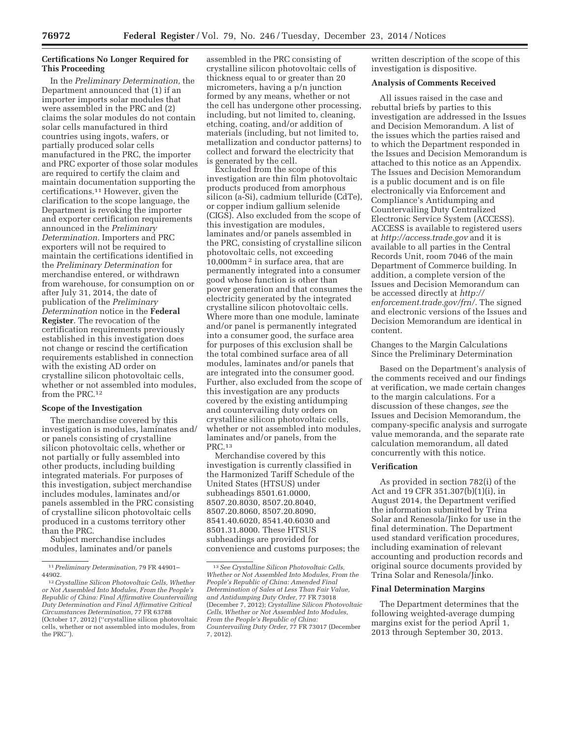### Certifications No Longer Required for This Proceeding

In the *Preliminary Determination,* the Department announced that (1) if an importer imports solar modules that were assembled in the PRC and (2) claims the solar modules do not contain solar cells manufactured in third countries using ingots, wafers, or partially produced solar cells manufactured in the PRC, the importer and PRC exporter of those solar modules are required to certify the claim and maintain documentation supporting the certifications.[11] However, given the clarification to the scope language, the Department is revoking the importer and exporter certification requirements announced in the *Preliminary Determination.* Importers and PRC exporters will not be required to maintain the certifications identified in the *Preliminary Determination* for merchandise entered, or withdrawn from warehouse, for consumption on or after July 31, 2014, the date of publication of the *Preliminary Determination* notice in the **Federal Register**. The revocation of the certification requirements previously established in this investigation does not change or rescind the certification requirements established in connection with the existing AD order on crystalline silicon photovoltaic cells, whether or not assembled into modules, from the PRC.[12]

### Scope of the Investigation

The merchandise covered by this investigation is modules, laminates and/or panels consisting of crystalline silicon photovoltaic cells, whether or not partially or fully assembled into other products, including building integrated materials. For purposes of this investigation, subject merchandise includes modules, laminates and/or panels assembled in the PRC consisting of crystalline silicon photovoltaic cells produced in a customs territory other than the PRC.

Subject merchandise includes modules, laminates and/or panels assembled in the PRC consisting of crystalline silicon photovoltaic cells of thickness equal to or greater than 20 micrometers, having a p/n junction formed by any means, whether or not the cell has undergone other processing, including, but not limited to, cleaning, etching, coating, and/or addition of materials (including, but not limited to, metallization and conductor patterns) to collect and forward the electricity that is generated by the cell.

Excluded from the scope of this investigation are thin film photovoltaic products produced from amorphous silicon (a-Si), cadmium telluride (CdTe), or copper indium gallium selenide (CIGS). Also excluded from the scope of this investigation are modules, laminates and/or panels assembled in the PRC, consisting of crystalline silicon photovoltaic cells, not exceeding 10,000mm$^2$ in surface area, that are permanently integrated into a consumer good whose function is other than power generation and that consumes the electricity generated by the integrated crystalline silicon photovoltaic cells. Where more than one module, laminate and/or panel is permanently integrated into a consumer good, the surface area for purposes of this exclusion shall be the total combined surface area of all modules, laminates and/or panels that are integrated into the consumer good. Further, also excluded from the scope of this investigation are any products covered by the existing antidumping and countervailing duty orders on crystalline silicon photovoltaic cells, whether or not assembled into modules, laminates and/or panels, from the PRC.[13]

Merchandise covered by this investigation is currently classified in the Harmonized Tariff Schedule of the United States (HTSUS) under subheadings 8501.61.0000, 8507.20.8030, 8507.20.8040, 8507.20.8060, 8507.20.8090, 8541.40.6020, 8541.40.6030 and 8501.31.8000. These HTSUS subheadings are provided for convenience and customs purposes; the written description of the scope of this investigation is dispositive.

### Analysis of Comments Received

All issues raised in the case and rebuttal briefs by parties to this investigation are addressed in the Issues and Decision Memorandum. A list of the issues which the parties raised and to which the Department responded in the Issues and Decision Memorandum is attached to this notice as an Appendix. The Issues and Decision Memorandum is a public document and is on file electronically via Enforcement and Compliance's Antidumping and Countervailing Duty Centralized Electronic Service System (ACCESS). ACCESS is available to registered users at *http://access.trade.gov* and it is available to all parties in the Central Records Unit, room 7046 of the main Department of Commerce building. In addition, a complete version of the Issues and Decision Memorandum can be accessed directly at *http://enforcement.trade.gov/frn/.* The signed and electronic versions of the Issues and Decision Memorandum are identical in content.

### Changes to the Margin Calculations Since the Preliminary Determination

Based on the Department's analysis of the comments received and our findings at verification, we made certain changes to the margin calculations. For a discussion of these changes, *see* the Issues and Decision Memorandum, the company-specific analysis and surrogate value memoranda, and the separate rate calculation memorandum, all dated concurrently with this notice.

### Verification

As provided in section 782(i) of the Act and 19 CFR 351.307(b)(1)(i), in August 2014, the Department verified the information submitted by Trina Solar and Renesola/Jinko for use in the final determination. The Department used standard verification procedures, including examination of relevant accounting and production records and original source documents provided by Trina Solar and Renesola/Jinko.

### Final Determination Margins

The Department determines that the following weighted-average dumping margins exist for the period April 1, 2013 through September 30, 2013.

---

[11] *Preliminary Determination,* 79 FR 44901–44902.

[12] *Crystalline Silicon Photovoltaic Cells, Whether or Not Assembled Into Modules, From the People's Republic of China: Final Affirmative Countervailing Duty Determination and Final Affirmative Critical Circumstances Determination,* 77 FR 63788 (October 17, 2012) ("crystalline silicon photovoltaic cells, whether or not assembled into modules, from the PRC").

[13] *See Crystalline Silicon Photovoltaic Cells, Whether or Not Assembled Into Modules, From the People's Republic of China: Amended Final Determination of Sales at Less Than Fair Value, and Antidumping Duty Order,* 77 FR 73018 (December 7, 2012); *Crystalline Silicon Photovoltaic Cells, Whether or Not Assembled Into Modules, From the People's Republic of China: Countervailing Duty Order,* 77 FR 73017 (December 7, 2012).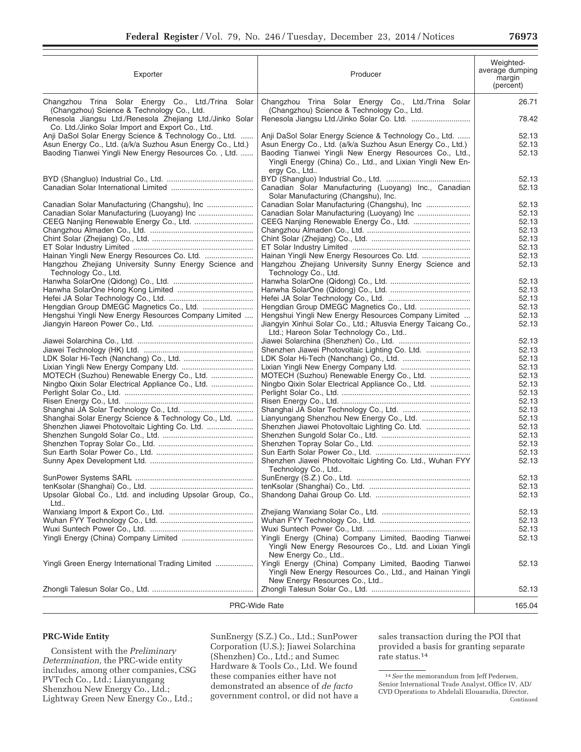| Exporter | Producer | Weighted-average dumping margin (percent) |
|---|---|---|
| Changzhou Trina Solar Energy Co., Ltd./Trina Solar (Changzhou) Science & Technology Co., Ltd. | Changzhou Trina Solar Energy Co., Ltd./Trina Solar (Changzhou) Science & Technology Co., Ltd. | 26.71 |
| Renesola Jiangsu Ltd./Renesola Zhejiang Ltd./Jinko Solar Co. Ltd./Jinko Solar Import and Export Co., Ltd. | Renesola Jiangsu Ltd./Jinko Solar Co. Ltd. | 78.42 |
| Anji DaSol Solar Energy Science & Technology Co., Ltd. | Anji DaSol Solar Energy Science & Technology Co., Ltd. | 52.13 |
| Asun Energy Co., Ltd. (a/k/a Suzhou Asun Energy Co., Ltd.) | Asun Energy Co., Ltd. (a/k/a Suzhou Asun Energy Co., Ltd.) | 52.13 |
| Baoding Tianwei Yingli New Energy Resources Co. , Ltd. | Baoding Tianwei Yingli New Energy Resources Co., Ltd., Yingli Energy (China) Co., Ltd., and Lixian Yingli New Energy Co., Ltd.. | 52.13 |
| BYD (Shangluo) Industrial Co., Ltd. | BYD (Shangluo) Industrial Co., Ltd. | 52.13 |
| Canadian Solar International Limited | Canadian Solar Manufacturing (Luoyang) Inc., Canadian Solar Manufacturing (Changshu), Inc. | 52.13 |
| Canadian Solar Manufacturing (Changshu), Inc | Canadian Solar Manufacturing (Changshu), Inc | 52.13 |
| Canadian Solar Manufacturing (Luoyang) Inc | Canadian Solar Manufacturing (Luoyang) Inc | 52.13 |
| CEEG Nanjing Renewable Energy Co., Ltd. | CEEG Nanjing Renewable Energy Co., Ltd. | 52.13 |
| Changzhou Almaden Co., Ltd. | Changzhou Almaden Co., Ltd. | 52.13 |
| Chint Solar (Zhejiang) Co., Ltd. | Chint Solar (Zhejiang) Co., Ltd. | 52.13 |
| ET Solar Industry Limited | ET Solar Industry Limited | 52.13 |
| Hainan Yingli New Energy Resources Co. Ltd. | Hainan Yingli New Energy Resources Co. Ltd. | 52.13 |
| Hangzhou Zhejiang University Sunny Energy Science and Technology Co., Ltd. | Hangzhou Zhejiang University Sunny Energy Science and Technology Co., Ltd. | 52.13 |
| Hanwha SolarOne (Qidong) Co., Ltd. | Hanwha SolarOne (Qidong) Co., Ltd. | 52.13 |
| Hanwha SolarOne Hong Kong Limited | Hanwha SolarOne (Qidong) Co., Ltd. | 52.13 |
| Hefei JA Solar Technology Co., Ltd. | Hefei JA Solar Technology Co., Ltd. | 52.13 |
| Hengdian Group DMEGC Magnetics Co., Ltd. | Hengdian Group DMEGC Magnetics Co., Ltd. | 52.13 |
| Hengshui Yingli New Energy Resources Company Limited | Hengshui Yingli New Energy Resources Company Limited | 52.13 |
| Jiangyin Hareon Power Co., Ltd. | Jiangyin Xinhui Solar Co., Ltd.; Altusvia Energy Taicang Co., Ltd.; Hareon Solar Technology Co., Ltd.. | 52.13 |
| Jiawei Solarchina Co., Ltd. | Jiawei Solarchina (Shenzhen) Co., Ltd. | 52.13 |
| Jiawei Technology (HK) Ltd. | Shenzhen Jiawei Photovoltaic Lighting Co. Ltd. | 52.13 |
| LDK Solar Hi-Tech (Nanchang) Co., Ltd. | LDK Solar Hi-Tech (Nanchang) Co., Ltd. | 52.13 |
| Lixian Yingli New Energy Company Ltd. | Lixian Yingli New Energy Company Ltd. | 52.13 |
| MOTECH (Suzhou) Renewable Energy Co., Ltd. | MOTECH (Suzhou) Renewable Energy Co., Ltd. | 52.13 |
| Ningbo Qixin Solar Electrical Appliance Co., Ltd. | Ningbo Qixin Solar Electrical Appliance Co., Ltd. | 52.13 |
| Perlight Solar Co., Ltd. | Perlight Solar Co., Ltd. | 52.13 |
| Risen Energy Co., Ltd. | Risen Energy Co., Ltd. | 52.13 |
| Shanghai JA Solar Technology Co., Ltd. | Shanghai JA Solar Technology Co., Ltd. | 52.13 |
| Shanghai Solar Energy Science & Technology Co., Ltd. | Lianyungang Shenzhou New Energy Co., Ltd. | 52.13 |
| Shenzhen Jiawei Photovoltaic Lighting Co. Ltd. | Shenzhen Jiawei Photovoltaic Lighting Co. Ltd. | 52.13 |
| Shenzhen Sungold Solar Co., Ltd. | Shenzhen Sungold Solar Co., Ltd. | 52.13 |
| Shenzhen Topray Solar Co., Ltd. | Shenzhen Topray Solar Co., Ltd. | 52.13 |
| Sun Earth Solar Power Co., Ltd. | Sun Earth Solar Power Co., Ltd. | 52.13 |
| Sunny Apex Development Ltd. | Shenzhen Jiawei Photovoltaic Lighting Co. Ltd., Wuhan FYY Technology Co., Ltd.. | 52.13 |
| SunPower Systems SARL | SunEnergy (S.Z.) Co., Ltd. | 52.13 |
| tenKsolar (Shanghai) Co., Ltd. | tenKsolar (Shanghai) Co., Ltd. | 52.13 |
| Upsolar Global Co., Ltd. and including Upsolar Group, Co., Ltd.. | Shandong Dahai Group Co. Ltd. | 52.13 |
| Wanxiang Import & Export Co., Ltd. | Zhejiang Wanxiang Solar Co., Ltd. | 52.13 |
| Wuhan FYY Technology Co., Ltd. | Wuhan FYY Technology Co., Ltd. | 52.13 |
| Wuxi Suntech Power Co., Ltd. | Wuxi Suntech Power Co., Ltd. | 52.13 |
| Yingli Energy (China) Company Limited | Yingli Energy (China) Company Limited, Baoding Tianwei Yingli New Energy Resources Co., Ltd. and Lixian Yingli New Energy Co., Ltd.. | 52.13 |
| Yingli Green Energy International Trading Limited | Yingli Energy (China) Company Limited, Baoding Tianwei Yingli New Energy Resources Co., Ltd., and Hainan Yingli New Energy Resources Co., Ltd.. | 52.13 |
| Zhongli Talesun Solar Co., Ltd. | Zhongli Talesun Solar Co., Ltd. | 52.13 |
| PRC-Wide Rate | | 165.04 |

**PRC-Wide Entity**

Consistent with the *Preliminary Determination,* the PRC-wide entity includes, among other companies, CSG PVTech Co., Ltd.; Lianyungang Shenzhou New Energy Co., Ltd.; Lightway Green New Energy Co., Ltd.; SunEnergy (S.Z.) Co., Ltd.; SunPower Corporation (U.S.); Jiawei Solarchina (Shenzhen) Co., Ltd.; and Sumec Hardware & Tools Co., Ltd. We found these companies either have not demonstrated an absence of *de facto* government control, or did not have a sales transaction during the POI that provided a basis for granting separate rate status.[14]

[14] *See* the memorandum from Jeff Pedersen, Senior International Trade Analyst, Office IV, AD/CVD Operations to Abdelali Elouaradia, Director, Continued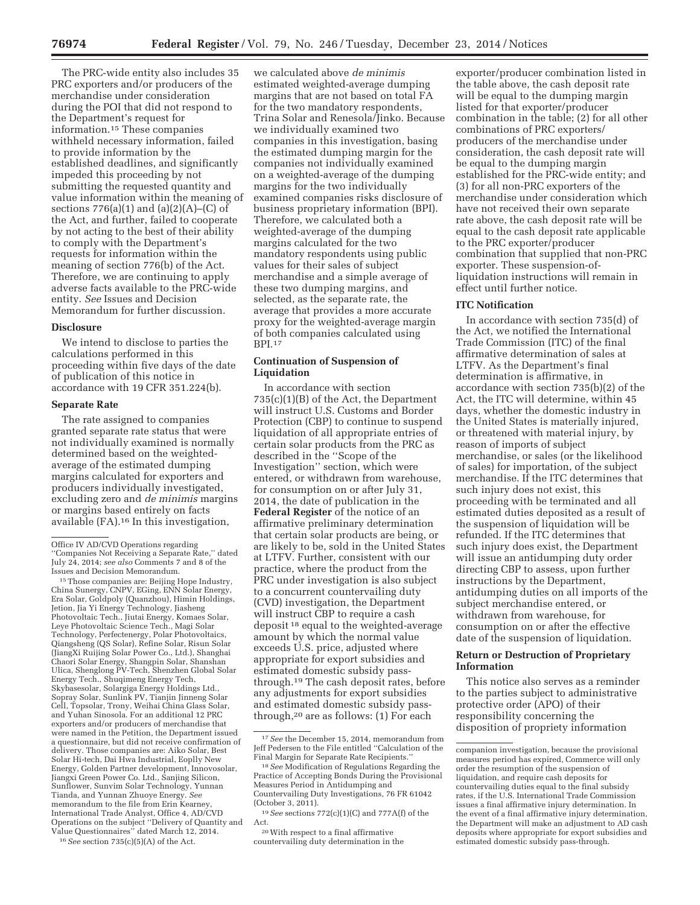The PRC-wide entity also includes 35 PRC exporters and/or producers of the merchandise under consideration during the POI that did not respond to the Department's request for information.[15] These companies withheld necessary information, failed to provide information by the established deadlines, and significantly impeded this proceeding by not submitting the requested quantity and value information within the meaning of sections 776(a)(1) and (a)(2)(A)–(C) of the Act, and further, failed to cooperate by not acting to the best of their ability to comply with the Department's requests for information within the meaning of section 776(b) of the Act. Therefore, we are continuing to apply adverse facts available to the PRC-wide entity. *See* Issues and Decision Memorandum for further discussion.

### Disclosure

We intend to disclose to parties the calculations performed in this proceeding within five days of the date of publication of this notice in accordance with 19 CFR 351.224(b).

### Separate Rate

The rate assigned to companies granted separate rate status that were not individually examined is normally determined based on the weighted-average of the estimated dumping margins calculated for exporters and producers individually investigated, excluding zero and *de minimis* margins or margins based entirely on facts available (FA).[16] In this investigation, we calculated above *de minimis* estimated weighted-average dumping margins that are not based on total FA for the two mandatory respondents, Trina Solar and Renesola/Jinko. Because we individually examined two companies in this investigation, basing the estimated dumping margin for the companies not individually examined on a weighted-average of the dumping margins for the two individually examined companies risks disclosure of business proprietary information (BPI). Therefore, we calculated both a weighted-average of the dumping margins calculated for the two mandatory respondents using public values for their sales of subject merchandise and a simple average of these two dumping margins, and selected, as the separate rate, the average that provides a more accurate proxy for the weighted-average margin of both companies calculated using BPI.[17]

### Continuation of Suspension of Liquidation

In accordance with section 735(c)(1)(B) of the Act, the Department will instruct U.S. Customs and Border Protection (CBP) to continue to suspend liquidation of all appropriate entries of certain solar products from the PRC as described in the ''Scope of the Investigation'' section, which were entered, or withdrawn from warehouse, for consumption on or after July 31, 2014, the date of publication in the **Federal Register** of the notice of an affirmative preliminary determination that certain solar products are being, or are likely to be, sold in the United States at LTFV. Further, consistent with our practice, where the product from the PRC under investigation is also subject to a concurrent countervailing duty (CVD) investigation, the Department will instruct CBP to require a cash deposit[18] equal to the weighted-average amount by which the normal value exceeds U.S. price, adjusted where appropriate for export subsidies and estimated domestic subsidy pass-through.[19] The cash deposit rates, before any adjustments for export subsidies and estimated domestic subsidy pass-through,[20] are as follows: (1) For each exporter/producer combination listed in the table above, the cash deposit rate will be equal to the dumping margin listed for that exporter/producer combination in the table; (2) for all other combinations of PRC exporters/producers of the merchandise under consideration, the cash deposit rate will be equal to the dumping margin established for the PRC-wide entity; and (3) for all non-PRC exporters of the merchandise under consideration which have not received their own separate rate above, the cash deposit rate will be equal to the cash deposit rate applicable to the PRC exporter/producer combination that supplied that non-PRC exporter. These suspension-of-liquidation instructions will remain in effect until further notice.

### ITC Notification

In accordance with section 735(d) of the Act, we notified the International Trade Commission (ITC) of the final affirmative determination of sales at LTFV. As the Department's final determination is affirmative, in accordance with section 735(b)(2) of the Act, the ITC will determine, within 45 days, whether the domestic industry in the United States is materially injured, or threatened with material injury, by reason of imports of subject merchandise, or sales (or the likelihood of sales) for importation, of the subject merchandise. If the ITC determines that such injury does not exist, this proceeding with be terminated and all estimated duties deposited as a result of the suspension of liquidation will be refunded. If the ITC determines that such injury does exist, the Department will issue an antidumping duty order directing CBP to assess, upon further instructions by the Department, antidumping duties on all imports of the subject merchandise entered, or withdrawn from warehouse, for consumption on or after the effective date of the suspension of liquidation.

### Return or Destruction of Proprietary Information

This notice also serves as a reminder to the parties subject to administrative protective order (APO) of their responsibility concerning the disposition of propriety information

---

Office IV AD/CVD Operations regarding ''Companies Not Receiving a Separate Rate,'' dated July 24, 2014; *see also* Comments 7 and 8 of the Issues and Decision Memorandum.

[15] Those companies are: Beijing Hope Industry, China Sunergy, CNPV, EGing, ENN Solar Energy, Era Solar, Goldpoly (Quanzhou), Himin Holdings, Jetion, Jia Yi Energy Technology, Jiasheng Photovoltaic Tech., Jiutai Energy, Komaes Solar, Leye Photovoltaic Science Tech., Magi Solar Technology, Perfectenergy, Polar Photovoltaics, Qiangsheng (QS Solar), Refine Solar, Risun Solar (JiangXi Ruijing Solar Power Co., Ltd.), Shanghai Chaori Solar Energy, Shangpin Solar, Shanshan Ulica, Shenglong PV-Tech, Shenzhen Global Solar Energy Tech., Shuqimeng Energy Tech, Skybasesolar, Solargiga Energy Holdings Ltd., Sopray Solar, Sunlink PV, Tianjin Jinneng Solar Cell, Topsolar, Trony, Weihai China Glass Solar, and Yuhan Sinosola. For an additional 12 PRC exporters and/or producers of merchandise that were named in the Petition, the Department issued a questionnaire, but did not receive confirmation of delivery. Those companies are: Aiko Solar, Best Solar Hi-tech, Dai Hwa Industrial, Eoplly New Energy, Golden Partner development, Innovosolar, Jiangxi Green Power Co. Ltd., Sanjing Silicon, Sunflower, Sunvim Solar Technology, Yunnan Tianda, and Yunnan Zhuoye Energy. *See* memorandum to the file from Erin Kearney, International Trade Analyst, Office 4, AD/CVD Operations on the subject ''Delivery of Quantity and Value Questionnaires'' dated March 12, 2014.

[16] *See* section 735(c)(5)(A) of the Act.

[17] *See* the December 15, 2014, memorandum from Jeff Pedersen to the File entitled ''Calculation of the Final Margin for Separate Rate Recipients.''

[18] *See* Modification of Regulations Regarding the Practice of Accepting Bonds During the Provisional Measures Period in Antidumping and Countervailing Duty Investigations, 76 FR 61042 (October 3, 2011).

[19] *See* sections 772(c)(1)(C) and 777A(f) of the Act.

[20] With respect to a final affirmative countervailing duty determination in the companion investigation, because the provisional measures period has expired, Commerce will only order the resumption of the suspension of liquidation, and require cash deposits for countervailing duties equal to the final subsidy rates, if the U.S. International Trade Commission issues a final affirmative injury determination. In the event of a final affirmative injury determination, the Department will make an adjustment to AD cash deposits where appropriate for export subsidies and estimated domestic subsidy pass-through.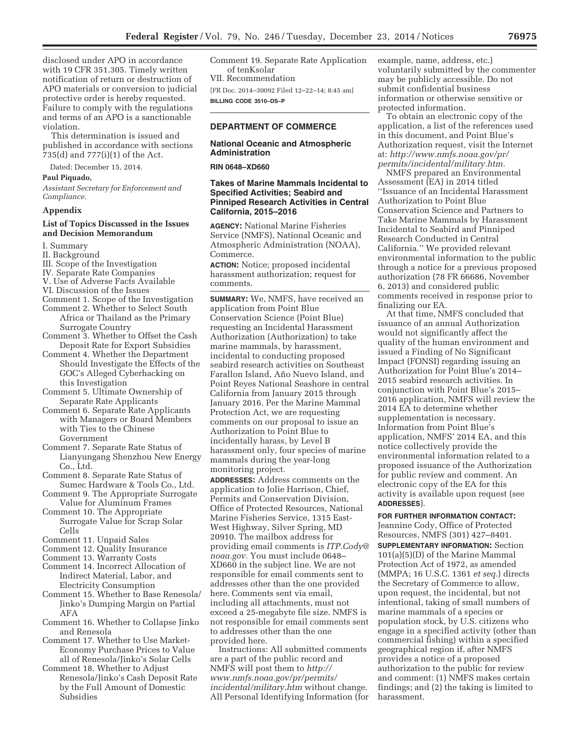disclosed under APO in accordance with 19 CFR 351.305. Timely written notification of return or destruction of APO materials or conversion to judicial protective order is hereby requested. Failure to comply with the regulations and terms of an APO is a sanctionable violation.

This determination is issued and published in accordance with sections 735(d) and 777(i)(1) of the Act.

Dated: December 15, 2014.

**Paul Piquado,**

*Assistant Secretary for Enforcement and Compliance.*

## Appendix

### List of Topics Discussed in the Issues and Decision Memorandum

I. Summary
II. Background
III. Scope of the Investigation
IV. Separate Rate Companies
V. Use of Adverse Facts Available
VI. Discussion of the Issues
Comment 1. Scope of the Investigation
Comment 2. Whether to Select South Africa or Thailand as the Primary Surrogate Country
Comment 3. Whether to Offset the Cash Deposit Rate for Export Subsidies
Comment 4. Whether the Department Should Investigate the Effects of the GOC's Alleged Cyberhacking on this Investigation
Comment 5. Ultimate Ownership of Separate Rate Applicants
Comment 6. Separate Rate Applicants with Managers or Board Members with Ties to the Chinese Government
Comment 7. Separate Rate Status of Lianyungang Shenzhou New Energy Co., Ltd.
Comment 8. Separate Rate Status of Sumec Hardware & Tools Co., Ltd.
Comment 9. The Appropriate Surrogate Value for Aluminum Frames
Comment 10. The Appropriate Surrogate Value for Scrap Solar Cells
Comment 11. Unpaid Sales
Comment 12. Quality Insurance
Comment 13. Warranty Costs
Comment 14. Incorrect Allocation of Indirect Material, Labor, and Electricity Consumption
Comment 15. Whether to Base Renesola/Jinko's Dumping Margin on Partial AFA
Comment 16. Whether to Collapse Jinko and Renesola
Comment 17. Whether to Use Market-Economy Purchase Prices to Value all of Renesola/Jinko's Solar Cells
Comment 18. Whether to Adjust Renesola/Jinko's Cash Deposit Rate by the Full Amount of Domestic Subsidies
Comment 19. Separate Rate Application of tenKsolar
VII. Recommendation

[FR Doc. 2014–30092 Filed 12–22–14; 8:45 am]

**BILLING CODE 3510–DS–P**

---

## DEPARTMENT OF COMMERCE

### National Oceanic and Atmospheric Administration

**RIN 0648–XD660**

### Takes of Marine Mammals Incidental to Specified Activities; Seabird and Pinniped Research Activities in Central California, 2015–2016

**AGENCY:** National Marine Fisheries Service (NMFS), National Oceanic and Atmospheric Administration (NOAA), Commerce.

**ACTION:** Notice; proposed incidental harassment authorization; request for comments.

**SUMMARY:** We, NMFS, have received an application from Point Blue Conservation Science (Point Blue) requesting an Incidental Harassment Authorization (Authorization) to take marine mammals, by harassment, incidental to conducting proposed seabird research activities on Southeast Farallon Island, Año Nuevo Island, and Point Reyes National Seashore in central California from January 2015 through January 2016. Per the Marine Mammal Protection Act, we are requesting comments on our proposal to issue an Authorization to Point Blue to incidentally harass, by Level B harassment only, four species of marine mammals during the year-long monitoring project.

**ADDRESSES:** Address comments on the application to Jolie Harrison, Chief, Permits and Conservation Division, Office of Protected Resources, National Marine Fisheries Service, 1315 East-West Highway, Silver Spring, MD 20910. The mailbox address for providing email comments is *ITP.Cody@noaa.gov.* You must include 0648–XD660 in the subject line. We are not responsible for email comments sent to addresses other than the one provided here. Comments sent via email, including all attachments, must not exceed a 25-megabyte file size. NMFS is not responsible for email comments sent to addresses other than the one provided here.

Instructions: All submitted comments are a part of the public record and NMFS will post them to *http://www.nmfs.noaa.gov/pr/permits/incidental/military.htm* without change. All Personal Identifying Information (for example, name, address, etc.) voluntarily submitted by the commenter may be publicly accessible. Do not submit confidential business information or otherwise sensitive or protected information.

To obtain an electronic copy of the application, a list of the references used in this document, and Point Blue's Authorization request, visit the Internet at: *http://www.nmfs.noaa.gov/pr/permits/incidental/military.htm.*

NMFS prepared an Environmental Assessment (EA) in 2014 titled ''Issuance of an Incidental Harassment Authorization to Point Blue Conservation Science and Partners to Take Marine Mammals by Harassment Incidental to Seabird and Pinniped Research Conducted in Central California.'' We provided relevant environmental information to the public through a notice for a previous proposed authorization (78 FR 66686, November 6, 2013) and considered public comments received in response prior to finalizing our EA.

At that time, NMFS concluded that issuance of an annual Authorization would not significantly affect the quality of the human environment and issued a Finding of No Significant Impact (FONSI) regarding issuing an Authorization for Point Blue's 2014–2015 seabird research activities. In conjunction with Point Blue's 2015–2016 application, NMFS will review the 2014 EA to determine whether supplementation is necessary. Information from Point Blue's application, NMFS' 2014 EA, and this notice collectively provide the environmental information related to a proposed issuance of the Authorization for public review and comment. An electronic copy of the EA for this activity is available upon request (see **ADDRESSES**).

**FOR FURTHER INFORMATION CONTACT:** Jeannine Cody, Office of Protected Resources, NMFS (301) 427–8401.

**SUPPLEMENTARY INFORMATION:** Section 101(a)(5)(D) of the Marine Mammal Protection Act of 1972, as amended (MMPA; 16 U.S.C. 1361 *et seq.*) directs the Secretary of Commerce to allow, upon request, the incidental, but not intentional, taking of small numbers of marine mammals of a species or population stock, by U.S. citizens who engage in a specified activity (other than commercial fishing) within a specified geographical region if, after NMFS provides a notice of a proposed authorization to the public for review and comment: (1) NMFS makes certain findings; and (2) the taking is limited to harassment.